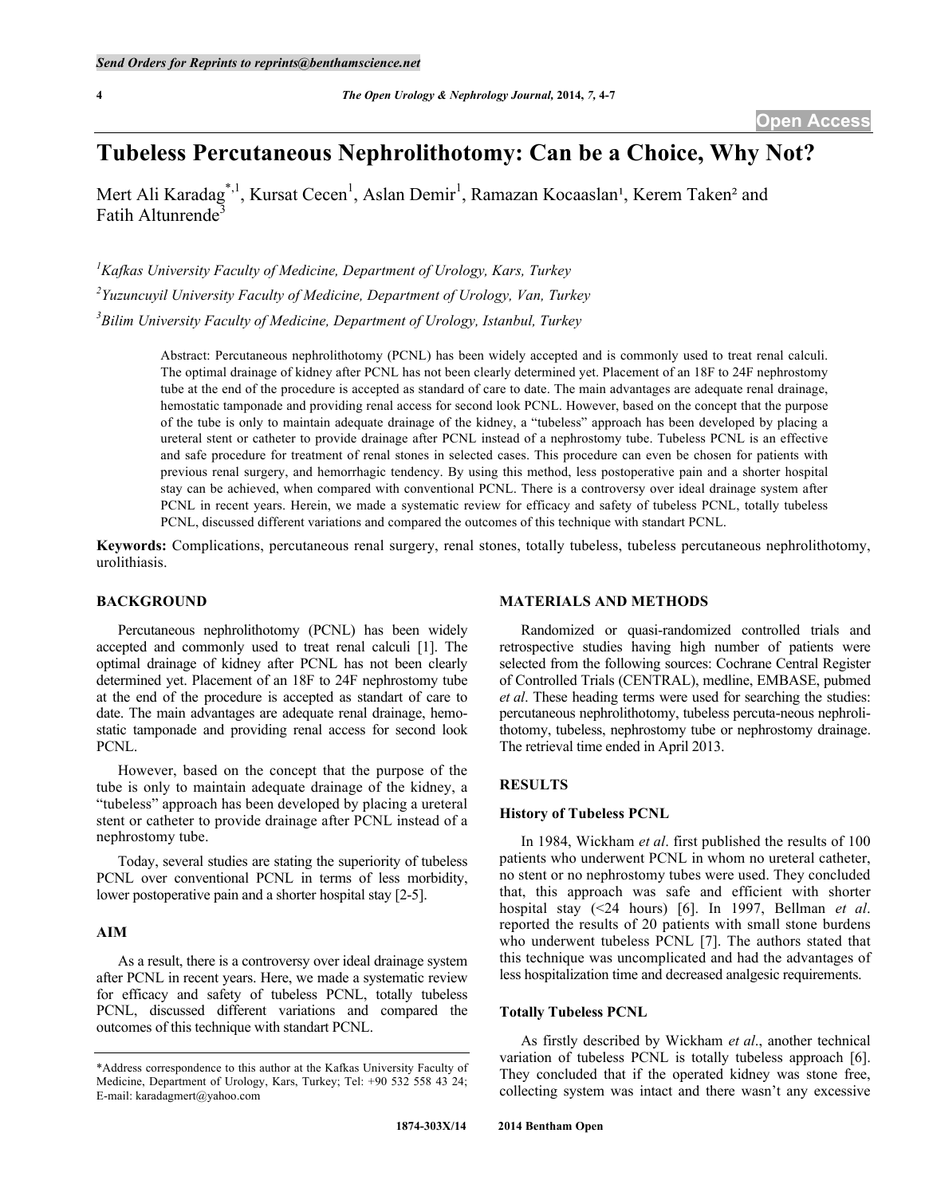# Tubeless Percutaneous Nephrolithotomy: Can be a Choice, Why Not?

Mert Ali Karadag[*,1], Kursat Cecen[1], Aslan Demir[1], Ramazan Kocaaslan[1], Kerem Taken[2] and Fatih Altunrende[3]

[1]*Kafkas University Faculty of Medicine, Department of Urology, Kars, Turkey*

[2]*Yuzuncuyil University Faculty of Medicine, Department of Urology, Van, Turkey*

[3]*Bilim University Faculty of Medicine, Department of Urology, Istanbul, Turkey*

**Abstract:** Percutaneous nephrolithotomy (PCNL) has been widely accepted and is commonly used to treat renal calculi. The optimal drainage of kidney after PCNL has not been clearly determined yet. Placement of an 18F to 24F nephrostomy tube at the end of the procedure is accepted as standard of care to date. The main advantages are adequate renal drainage, hemostatic tamponade and providing renal access for second look PCNL. However, based on the concept that the purpose of the tube is only to maintain adequate drainage of the kidney, a "tubeless" approach has been developed by placing a ureteral stent or catheter to provide drainage after PCNL instead of a nephrostomy tube. Tubeless PCNL is an effective and safe procedure for treatment of renal stones in selected cases. This procedure can even be chosen for patients with previous renal surgery, and hemorrhagic tendency. By using this method, less postoperative pain and a shorter hospital stay can be achieved, when compared with conventional PCNL. There is a controversy over ideal drainage system after PCNL in recent years. Herein, we made a systematic review for efficacy and safety of tubeless PCNL, totally tubeless PCNL, discussed different variations and compared the outcomes of this technique with standart PCNL.

**Keywords:** Complications, percutaneous renal surgery, renal stones, totally tubeless, tubeless percutaneous nephrolithotomy, urolithiasis.

## BACKGROUND

Percutaneous nephrolithotomy (PCNL) has been widely accepted and commonly used to treat renal calculi [1]. The optimal drainage of kidney after PCNL has not been clearly determined yet. Placement of an 18F to 24F nephrostomy tube at the end of the procedure is accepted as standard of care to date. The main advantages are adequate renal drainage, hemostatic tamponade and providing renal access for second look PCNL.

However, based on the concept that the purpose of the tube is only to maintain adequate drainage of the kidney, a "tubeless" approach has been developed by placing a ureteral stent or catheter to provide drainage after PCNL instead of a nephrostomy tube.

Today, several studies are stating the superiority of tubeless PCNL over conventional PCNL in terms of less morbidity, lower postoperative pain and a shorter hospital stay [2-5].

## AIM

As a result, there is a controversy over ideal drainage system after PCNL in recent years. Here, we made a systematic review for efficacy and safety of tubeless PCNL, totally tubeless PCNL, discussed different variations and compared the outcomes of this technique with standart PCNL.

*Address correspondence to this author at the Kafkas University Faculty of Medicine, Department of Urology, Kars, Turkey; Tel: +90 532 558 43 24; E-mail: karadagmert@yahoo.com

## MATERIALS AND METHODS

Randomized or quasi-randomized controlled trials and retrospective studies having high number of patients were selected from the following sources: Cochrane Central Register of Controlled Trials (CENTRAL), medline, EMBASE, pubmed *et al*. These heading terms were used for searching the studies: percutaneous nephrolithotomy, tubeless percuta-neous nephrolithotomy, tubeless, nephrostomy tube or nephrostomy drainage. The retrieval time ended in April 2013.

## RESULTS

### History of Tubeless PCNL

In 1984, Wickham *et al*. first published the results of 100 patients who underwent PCNL in whom no ureteral catheter, no stent or no nephrostomy tubes were used. They concluded that, this approach was safe and efficient with shorter hospital stay (<24 hours) [6]. In 1997, Bellman *et al*. reported the results of 20 patients with small stone burdens who underwent tubeless PCNL [7]. The authors stated that this technique was uncomplicated and had the advantages of less hospitalization time and decreased analgesic requirements.

### Totally Tubeless PCNL

As firstly described by Wickham *et al*., another technical variation of tubeless PCNL is totally tubeless approach [6]. They concluded that if the operated kidney was stone free, collecting system was intact and there wasn't any excessive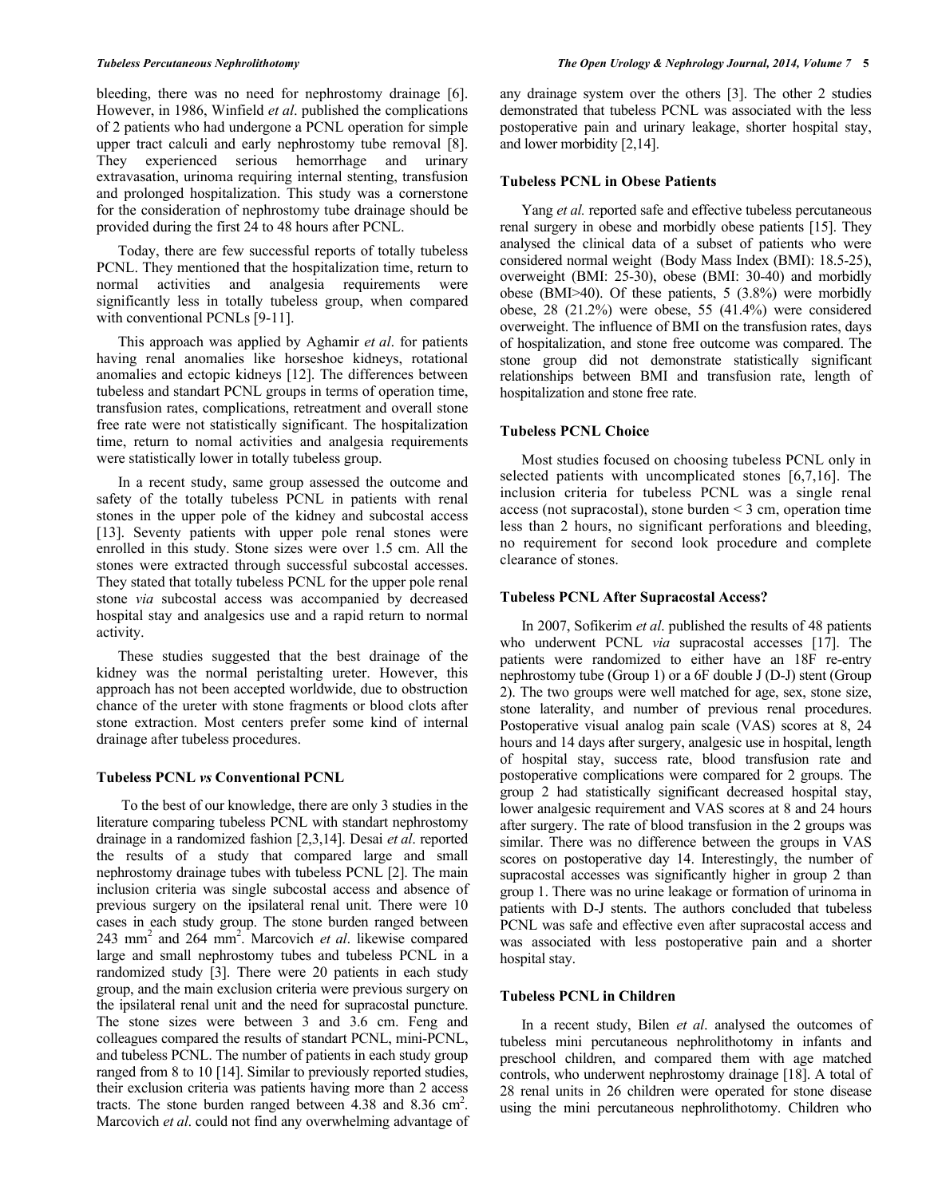bleeding, there was no need for nephrostomy drainage [6]. However, in 1986, Winfield *et al*. published the complications of 2 patients who had undergone a PCNL operation for simple upper tract calculi and early nephrostomy tube removal [8]. They experienced serious hemorrhage and urinary extravasation, urinoma requiring internal stenting, transfusion and prolonged hospitalization. This study was a cornerstone for the consideration of nephrostomy tube drainage should be provided during the first 24 to 48 hours after PCNL.

Today, there are few successful reports of totally tubeless PCNL. They mentioned that the hospitalization time, return to normal activities and analgesia requirements were significantly less in totally tubeless group, when compared with conventional PCNLs [9-11].

This approach was applied by Aghamir *et al*. for patients having renal anomalies like horseshoe kidneys, rotational anomalies and ectopic kidneys [12]. The differences between tubeless and standart PCNL groups in terms of operation time, transfusion rates, complications, retreatment and overall stone free rate were not statistically significant. The hospitalization time, return to nomal activities and analgesia requirements were statistically lower in totally tubeless group.

In a recent study, same group assessed the outcome and safety of the totally tubeless PCNL in patients with renal stones in the upper pole of the kidney and subcostal access [13]. Seventy patients with upper pole renal stones were enrolled in this study. Stone sizes were over 1.5 cm. All the stones were extracted through successful subcostal accesses. They stated that totally tubeless PCNL for the upper pole renal stone *via* subcostal access was accompanied by decreased hospital stay and analgesics use and a rapid return to normal activity.

These studies suggested that the best drainage of the kidney was the normal peristalting ureter. However, this approach has not been accepted worldwide, due to obstruction chance of the ureter with stone fragments or blood clots after stone extraction. Most centers prefer some kind of internal drainage after tubeless procedures.

### Tubeless PCNL *vs* Conventional PCNL

To the best of our knowledge, there are only 3 studies in the literature comparing tubeless PCNL with standart nephrostomy drainage in a randomized fashion [2,3,14]. Desai *et al*. reported the results of a study that compared large and small nephrostomy drainage tubes with tubeless PCNL [2]. The main inclusion criteria was single subcostal access and absence of previous surgery on the ipsilateral renal unit. There were 10 cases in each study group. The stone burden ranged between 243 $mm^2$ and 264 $mm^2$. Marcovich *et al*. likewise compared large and small nephrostomy tubes and tubeless PCNL in a randomized study [3]. There were 20 patients in each study group, and the main exclusion criteria were previous surgery on the ipsilateral renal unit and the need for supracostal puncture. The stone sizes were between 3 and 3.6 cm. Feng and colleagues compared the results of standart PCNL, mini-PCNL, and tubeless PCNL. The number of patients in each study group ranged from 8 to 10 [14]. Similar to previously reported studies, their exclusion criteria was patients having more than 2 access tracts. The stone burden ranged between 4.38 and 8.36 $cm^2$. Marcovich *et al*. could not find any overwhelming advantage of any drainage system over the others [3]. The other 2 studies demonstrated that tubeless PCNL was associated with the less postoperative pain and urinary leakage, shorter hospital stay, and lower morbidity [2,14].

### Tubeless PCNL in Obese Patients

Yang *et al.* reported safe and effective tubeless percutaneous renal surgery in obese and morbidly obese patients [15]. They analysed the clinical data of a subset of patients who were considered normal weight (Body Mass Index (BMI): 18.5-25), overweight (BMI: 25-30), obese (BMI: 30-40) and morbidly obese (BMI>40). Of these patients, 5 (3.8%) were morbidly obese, 28 (21.2%) were obese, 55 (41.4%) were considered overweight. The influence of BMI on the transfusion rates, days of hospitalization, and stone free outcome was compared. The stone group did not demonstrate statistically significant relationships between BMI and transfusion rate, length of hospitalization and stone free rate.

### Tubeless PCNL Choice

Most studies focused on choosing tubeless PCNL only in selected patients with uncomplicated stones [6,7,16]. The inclusion criteria for tubeless PCNL was a single renal access (not supracostal), stone burden < 3 cm, operation time less than 2 hours, no significant perforations and bleeding, no requirement for second look procedure and complete clearance of stones.

### Tubeless PCNL After Supracostal Access?

In 2007, Sofikerim *et al*. published the results of 48 patients who underwent PCNL *via* supracostal accesses [17]. The patients were randomized to either have an 18F re-entry nephrostomy tube (Group 1) or a 6F double J (D-J) stent (Group 2). The two groups were well matched for age, sex, stone size, stone laterality, and number of previous renal procedures. Postoperative visual analog pain scale (VAS) scores at 8, 24 hours and 14 days after surgery, analgesic use in hospital, length of hospital stay, success rate, blood transfusion rate and postoperative complications were compared for 2 groups. The group 2 had statistically significant decreased hospital stay, lower analgesic requirement and VAS scores at 8 and 24 hours after surgery. The rate of blood transfusion in the 2 groups was similar. There was no difference between the groups in VAS scores on postoperative day 14. Interestingly, the number of supracostal accesses was significantly higher in group 2 than group 1. There was no urine leakage or formation of urinoma in patients with D-J stents. The authors concluded that tubeless PCNL was safe and effective even after supracostal access and was associated with less postoperative pain and a shorter hospital stay.

### Tubeless PCNL in Children

In a recent study, Bilen *et al*. analysed the outcomes of tubeless mini percutaneous nephrolithotomy in infants and preschool children, and compared them with age matched controls, who underwent nephrostomy drainage [18]. A total of 28 renal units in 26 children were operated for stone disease using the mini percutaneous nephrolithotomy. Children who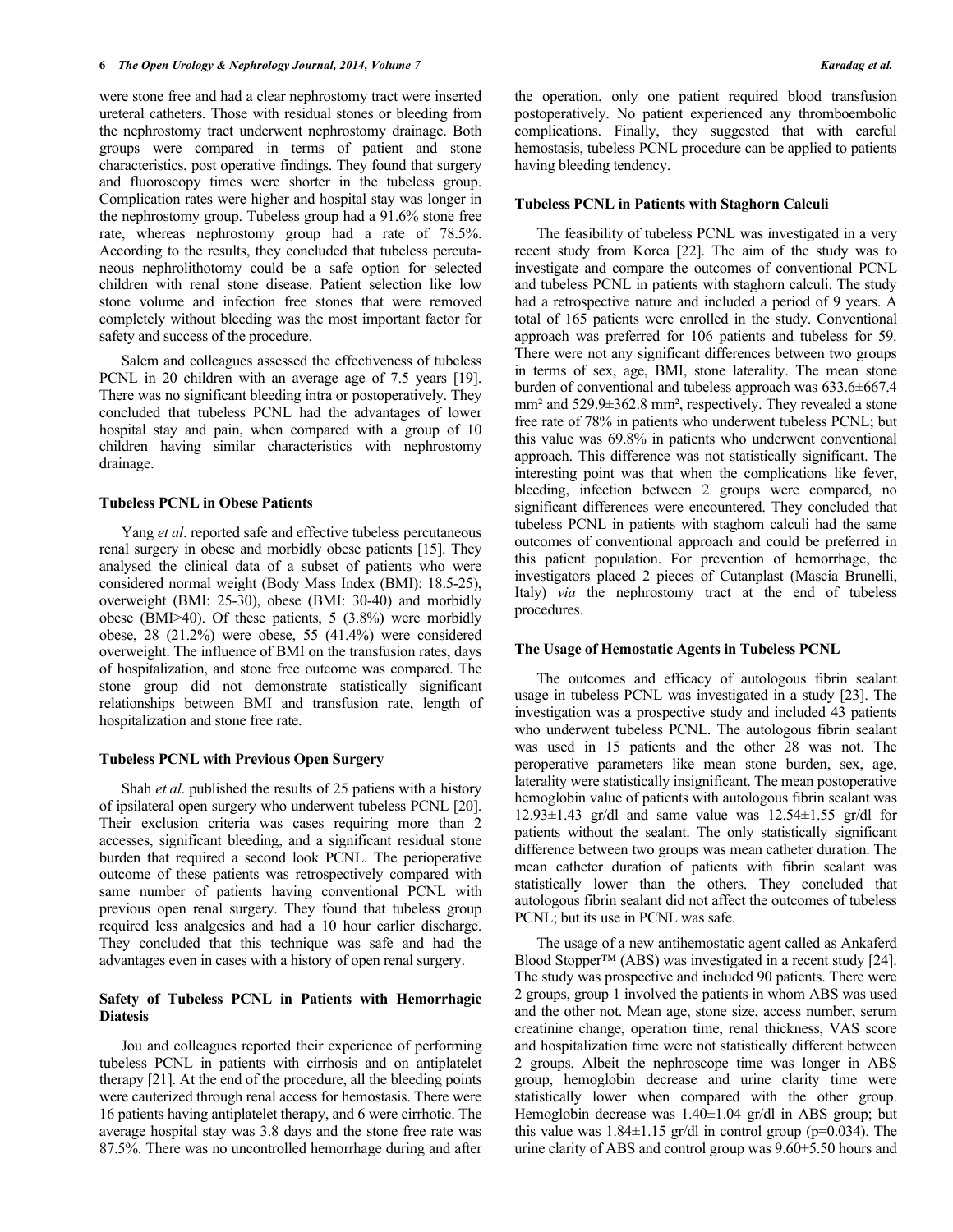were stone free and had a clear nephrostomy tract were inserted ureteral catheters. Those with residual stones or bleeding from the nephrostomy tract underwent nephrostomy drainage. Both groups were compared in terms of patient and stone characteristics, post operative findings. They found that surgery and fluoroscopy times were shorter in the tubeless group. Complication rates were higher and hospital stay was longer in the nephrostomy group. Tubeless group had a 91.6% stone free rate, whereas nephrostomy group had a rate of 78.5%. According to the results, they concluded that tubeless percutaneous nephrolithotomy could be a safe option for selected children with renal stone disease. Patient selection like low stone volume and infection free stones that were removed completely without bleeding was the most important factor for safety and success of the procedure.

Salem and colleagues assessed the effectiveness of tubeless PCNL in 20 children with an average age of 7.5 years [19]. There was no significant bleeding intra or postoperatively. They concluded that tubeless PCNL had the advantages of lower hospital stay and pain, when compared with a group of 10 children having similar characteristics with nephrostomy drainage.

### Tubeless PCNL in Obese Patients

Yang *et al*. reported safe and effective tubeless percutaneous renal surgery in obese and morbidly obese patients [15]. They analysed the clinical data of a subset of patients who were considered normal weight (Body Mass Index (BMI): 18.5-25), overweight (BMI: 25-30), obese (BMI: 30-40) and morbidly obese (BMI>40). Of these patients, 5 (3.8%) were morbidly obese, 28 (21.2%) were obese, 55 (41.4%) were considered overweight. The influence of BMI on the transfusion rates, days of hospitalization, and stone free outcome was compared. The stone group did not demonstrate statistically significant relationships between BMI and transfusion rate, length of hospitalization and stone free rate.

### Tubeless PCNL with Previous Open Surgery

Shah *et al*. published the results of 25 patiens with a history of ipsilateral open surgery who underwent tubeless PCNL [20]. Their exclusion criteria was cases requiring more than 2 accesses, significant bleeding, and a significant residual stone burden that required a second look PCNL. The perioperative outcome of these patients was retrospectively compared with same number of patients having conventional PCNL with previous open renal surgery. They found that tubeless group required less analgesics and had a 10 hour earlier discharge. They concluded that this technique was safe and had the advantages even in cases with a history of open renal surgery.

### Safety of Tubeless PCNL in Patients with Hemorrhagic Diatesis

Jou and colleagues reported their experience of performing tubeless PCNL in patients with cirrhosis and on antiplatelet therapy [21]. At the end of the procedure, all the bleeding points were cauterized through renal access for hemostasis. There were 16 patients having antiplatelet therapy, and 6 were cirrhotic. The average hospital stay was 3.8 days and the stone free rate was 87.5%. There was no uncontrolled hemorrhage during and after the operation, only one patient required blood transfusion postoperatively. No patient experienced any thromboembolic complications. Finally, they suggested that with careful hemostasis, tubeless PCNL procedure can be applied to patients having bleeding tendency.

### Tubeless PCNL in Patients with Staghorn Calculi

The feasibility of tubeless PCNL was investigated in a very recent study from Korea [22]. The aim of the study was to investigate and compare the outcomes of conventional PCNL and tubeless PCNL in patients with staghorn calculi. The study had a retrospective nature and included a period of 9 years. A total of 165 patients were enrolled in the study. Conventional approach was preferred for 106 patients and tubeless for 59. There were not any significant differences between two groups in terms of sex, age, BMI, stone laterality. The mean stone burden of conventional and tubeless approach was 633.6±667.4 mm² and 529.9±362.8 mm², respectively. They revealed a stone free rate of 78% in patients who underwent tubeless PCNL; but this value was 69.8% in patients who underwent conventional approach. This difference was not statistically significant. The interesting point was that when the complications like fever, bleeding, infection between 2 groups were compared, no significant differences were encountered. They concluded that tubeless PCNL in patients with staghorn calculi had the same outcomes of conventional approach and could be preferred in this patient population. For prevention of hemorrhage, the investigators placed 2 pieces of Cutanplast (Mascia Brunelli, Italy) *via* the nephrostomy tract at the end of tubeless procedures.

### The Usage of Hemostatic Agents in Tubeless PCNL

The outcomes and efficacy of autologous fibrin sealant usage in tubeless PCNL was investigated in a study [23]. The investigation was a prospective study and included 43 patients who underwent tubeless PCNL. The autologous fibrin sealant was used in 15 patients and the other 28 was not. The peroperative parameters like mean stone burden, sex, age, laterality were statistically insignificant. The mean postoperative hemoglobin value of patients with autologous fibrin sealant was 12.93±1.43 gr/dl and same value was 12.54±1.55 gr/dl for patients without the sealant. The only statistically significant difference between two groups was mean catheter duration. The mean catheter duration of patients with fibrin sealant was statistically lower than the others. They concluded that autologous fibrin sealant did not affect the outcomes of tubeless PCNL; but its use in PCNL was safe.

The usage of a new antihemostatic agent called as Ankaferd Blood Stopper™ (ABS) was investigated in a recent study [24]. The study was prospective and included 90 patients. There were 2 groups, group 1 involved the patients in whom ABS was used and the other not. Mean age, stone size, access number, serum creatinine change, operation time, renal thickness, VAS score and hospitalization time were not statistically different between 2 groups. Albeit the nephroscope time was longer in ABS group, hemoglobin decrease and urine clarity time were statistically lower when compared with the other group. Hemoglobin decrease was 1.40±1.04 gr/dl in ABS group; but this value was 1.84±1.15 gr/dl in control group ($p=0.034$). The urine clarity of ABS and control group was 9.60±5.50 hours and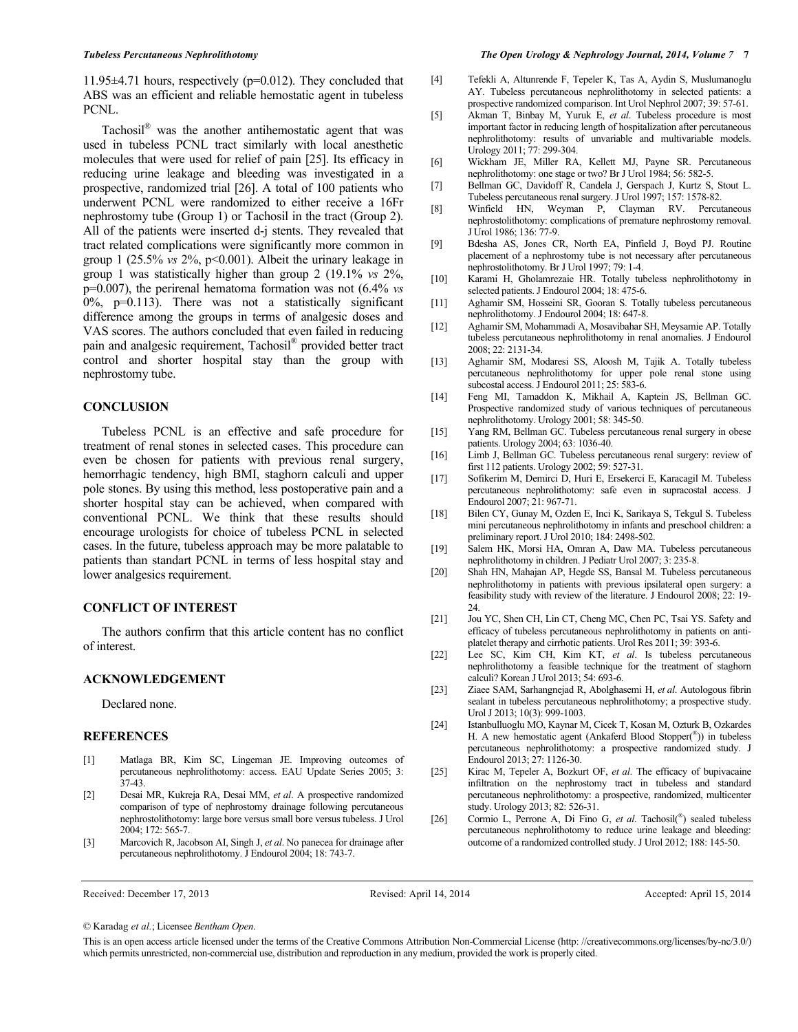11.95±4.71 hours, respectively (p=0.012). They concluded that ABS was an efficient and reliable hemostatic agent in tubeless PCNL.

Tachosil® was the another antihemostatic agent that was used in tubeless PCNL tract similarly with local anesthetic molecules that were used for relief of pain [25]. Its efficacy in reducing urine leakage and bleeding was investigated in a prospective, randomized trial [26]. A total of 100 patients who underwent PCNL were randomized to either receive a 16Fr nephrostomy tube (Group 1) or Tachosil in the tract (Group 2). All of the patients were inserted d-j stents. They revealed that tract related complications were significantly more common in group 1 (25.5% *vs* 2%, p<0.001). Albeit the urinary leakage in group 1 was statistically higher than group 2 (19.1% *vs* 2%, p=0.007), the perirenal hematoma formation was not (6.4% *vs* 0%, p=0.113). There was not a statistically significant difference among the groups in terms of analgesic doses and VAS scores. The authors concluded that even failed in reducing pain and analgesic requirement, Tachosil® provided better tract control and shorter hospital stay than the group with nephrostomy tube.

## CONCLUSION

Tubeless PCNL is an effective and safe procedure for treatment of renal stones in selected cases. This procedure can even be chosen for patients with previous renal surgery, hemorrhagic tendency, high BMI, staghorn calculi and upper pole stones. By using this method, less postoperative pain and a shorter hospital stay can be achieved, when compared with conventional PCNL. We think that these results should encourage urologists for choice of tubeless PCNL in selected cases. In the future, tubeless approach may be more palatable to patients than standart PCNL in terms of less hospital stay and lower analgesics requirement.

## CONFLICT OF INTEREST

The authors confirm that this article content has no conflict of interest.

## ACKNOWLEDGEMENT

Declared none.

## REFERENCES

[1] Matlaga BR, Kim SC, Lingeman JE. Improving outcomes of percutaneous nephrolithotomy: access. EAU Update Series 2005; 3: 37-43.

[2] Desai MR, Kukreja RA, Desai MM, *et al*. A prospective randomized comparison of type of nephrostomy drainage following percutaneous nephrostolithotomy: large bore versus small bore versus tubeless. J Urol 2004; 172: 565-7.

[3] Marcovich R, Jacobson AI, Singh J, *et al*. No panecea for drainage after percutaneous nephrolithotomy. J Endourol 2004; 18: 743-7.

[4] Tefekli A, Altunrende F, Tepeler K, Tas A, Aydin S, Muslumanoglu AY. Tubeless percutaneous nephrolithotomy in selected patients: a prospective randomized comparison. Int Urol Nephrol 2007; 39: 57-61.

[5] Akman T, Binbay M, Yuruk E, *et al*. Tubeless procedure is most important factor in reducing length of hospitalization after percutaneous nephrolithotomy: results of unvariable and multivariable models. Urology 2011; 77: 299-304.

[6] Wickham JE, Miller RA, Kellett MJ, Payne SR. Percutaneous nephrolithotomy: one stage or two? Br J Urol 1984; 56: 582-5.

[7] Bellman GC, Davidoff R, Candela J, Gerspach J, Kurtz S, Stout L. Tubeless percutaneous renal surgery. J Urol 1997; 157: 1578-82.

[8] Winfield HN, Weyman P, Clayman RV. Percutaneous nephrostolithotomy: complications of premature nephrostomy removal. J Urol 1986; 136: 77-9.

[9] Bdesha AS, Jones CR, North EA, Pinfield J, Boyd PJ. Routine placement of a nephrostomy tube is not necessary after percutaneous nephrostolithotomy. Br J Urol 1997; 79: 1-4.

[10] Karami H, Gholamrezaie HR. Totally tubeless nephrolithotomy in selected patients. J Endourol 2004; 18: 475-6.

[11] Aghamir SM, Hosseini SR, Gooran S. Totally tubeless percutaneous nephrolithotomy. J Endourol 2004; 18: 647-8.

[12] Aghamir SM, Mohammadi A, Mosavibahar SH, Meysamie AP. Totally tubeless percutaneous nephrolithotomy in renal anomalies. J Endourol 2008; 22: 2131-34.

[13] Aghamir SM, Modaresi SS, Aloosh M, Tajik A. Totally tubeless percutaneous nephrolithotomy for upper pole renal stone using subcostal access. J Endourol 2011; 25: 583-6.

[14] Feng MI, Tamaddon K, Mikhail A, Kaptein JS, Bellman GC. Prospective randomized study of various techniques of percutaneous nephrolithotomy. Urology 2001; 58: 345-50.

[15] Yang RM, Bellman GC. Tubeless percutaneous renal surgery in obese patients. Urology 2004; 63: 1036-40.

[16] Limb J, Bellman GC. Tubeless percutaneous renal surgery: review of first 112 patients. Urology 2002; 59: 527-31.

[17] Sofikerim M, Demirci D, Huri E, Ersekerci E, Karacagil M. Tubeless percutaneous nephrolithotomy: safe even in supracostal access. J Endourol 2007; 21: 967-71.

[18] Bilen CY, Gunay M, Ozden E, Inci K, Sarikaya S, Tekgul S. Tubeless mini percutaneous nephrolithotomy in infants and preschool children: a preliminary report. J Urol 2010; 184: 2498-502.

[19] Salem HK, Morsi HA, Omran A, Daw MA. Tubeless percutaneous nephrolithotomy in children. J Pediatr Urol 2007; 3: 235-8.

[20] Shah HN, Mahajan AP, Hegde SS, Bansal M. Tubeless percutaneous nephrolithotomy in patients with previous ipsilateral open surgery: a feasibility study with review of the literature. J Endourol 2008; 22: 19-24.

[21] Jou YC, Shen CH, Lin CT, Cheng MC, Chen PC, Tsai YS. Safety and efficacy of tubeless percutaneous nephrolithotomy in patients on anti-platelet therapy and cirrhotic patients. Urol Res 2011; 39: 393-6.

[22] Lee SC, Kim CH, Kim KT, *et al*. Is tubeless percutaneous nephrolithotomy a feasible technique for the treatment of staghorn calculi? Korean J Urol 2013; 54: 693-6.

[23] Ziaee SAM, Sarhangnejad R, Abolghasemi H, *et al*. Autologous fibrin sealant in tubeless percutaneous nephrolithotomy; a prospective study. Urol J 2013; 10(3): 999-1003.

[24] Istanbulluoglu MO, Kaynar M, Cicek T, Kosan M, Ozturk B, Ozkardes H. A new hemostatic agent (Ankaferd Blood Stopper®)) in tubeless percutaneous nephrolithotomy: a prospective randomized study. J Endourol 2013; 27: 1126-30.

[25] Kirac M, Tepeler A, Bozkurt OF, *et al*. The efficacy of bupivacaine infiltration on the nephrostomy tract in tubeless and standard percutaneous nephrolithotomy: a prospective, randomized, multicenter study. Urology 2013; 82: 526-31.

[26] Cormio L, Perrone A, Di Fino G, *et al*. Tachosil(®) sealed tubeless percutaneous nephrolithotomy to reduce urine leakage and bleeding: outcome of a randomized controlled study. J Urol 2012; 188: 145-50.

Received: December 17, 2013 Revised: April 14, 2014 Accepted: April 15, 2014

© Karadag *et al.*; Licensee *Bentham Open.*

This is an open access article licensed under the terms of the Creative Commons Attribution Non-Commercial License (http: //creativecommons.org/licenses/by-nc/3.0/) which permits unrestricted, non-commercial use, distribution and reproduction in any medium, provided the work is properly cited.